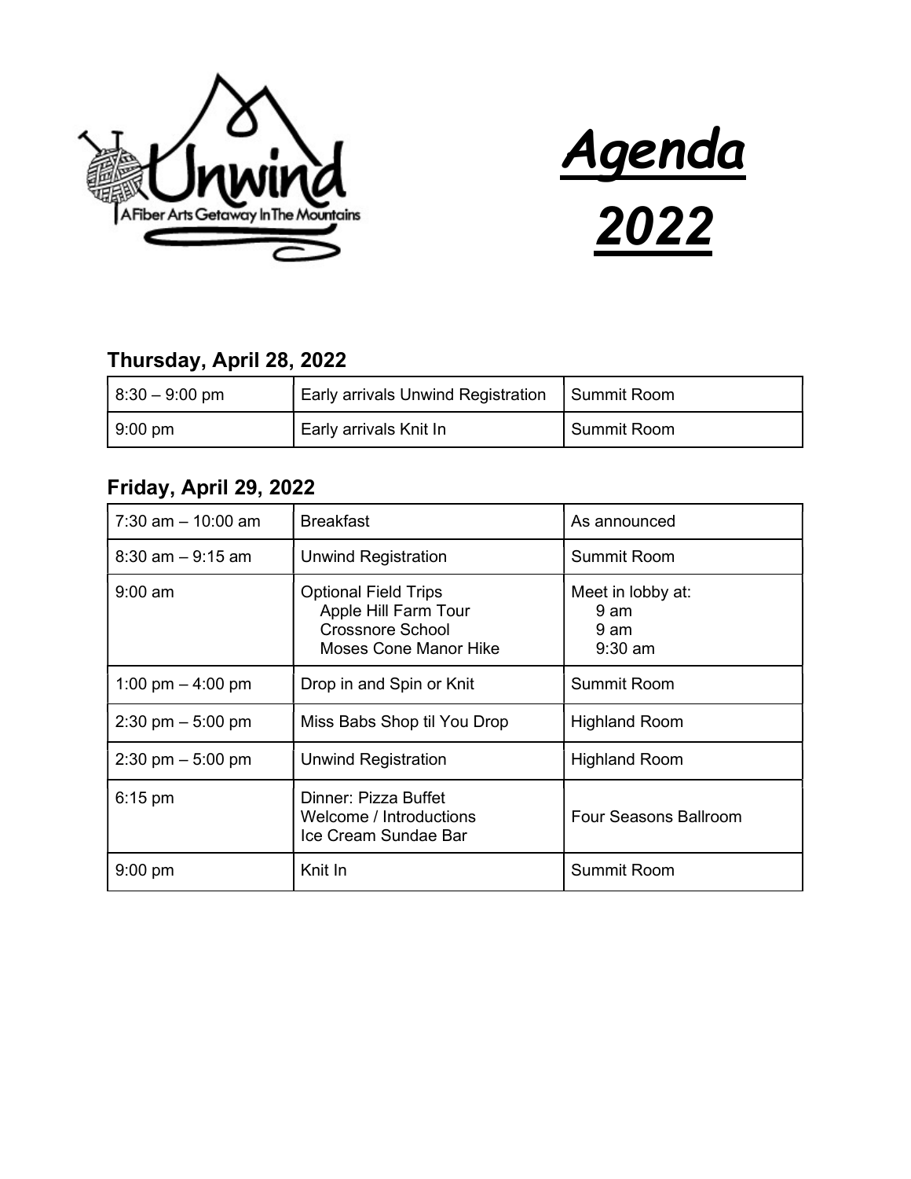Unwind

A Fiber Arts Getaway In The Mountains

# ***Agenda 2022***

## Thursday, April 28, 2022

| | | |
|---|---|---|
| 8:30 – 9:00 pm | Early arrivals Unwind Registration | Summit Room |
| 9:00 pm | Early arrivals Knit In | Summit Room |

## Friday, April 29, 2022

| | | |
|---|---|---|
| 7:30 am – 10:00 am | Breakfast | As announced |
| 8:30 am – 9:15 am | Unwind Registration | Summit Room |
| 9:00 am | Optional Field Trips<br>Apple Hill Farm Tour<br>Crossnore School<br>Moses Cone Manor Hike | Meet in lobby at:<br>9 am<br>9 am<br>9:30 am |
| 1:00 pm – 4:00 pm | Drop in and Spin or Knit | Summit Room |
| 2:30 pm – 5:00 pm | Miss Babs Shop til You Drop | Highland Room |
| 2:30 pm – 5:00 pm | Unwind Registration | Highland Room |
| 6:15 pm | Dinner: Pizza Buffet<br>Welcome / Introductions<br>Ice Cream Sundae Bar | Four Seasons Ballroom |
| 9:00 pm | Knit In | Summit Room |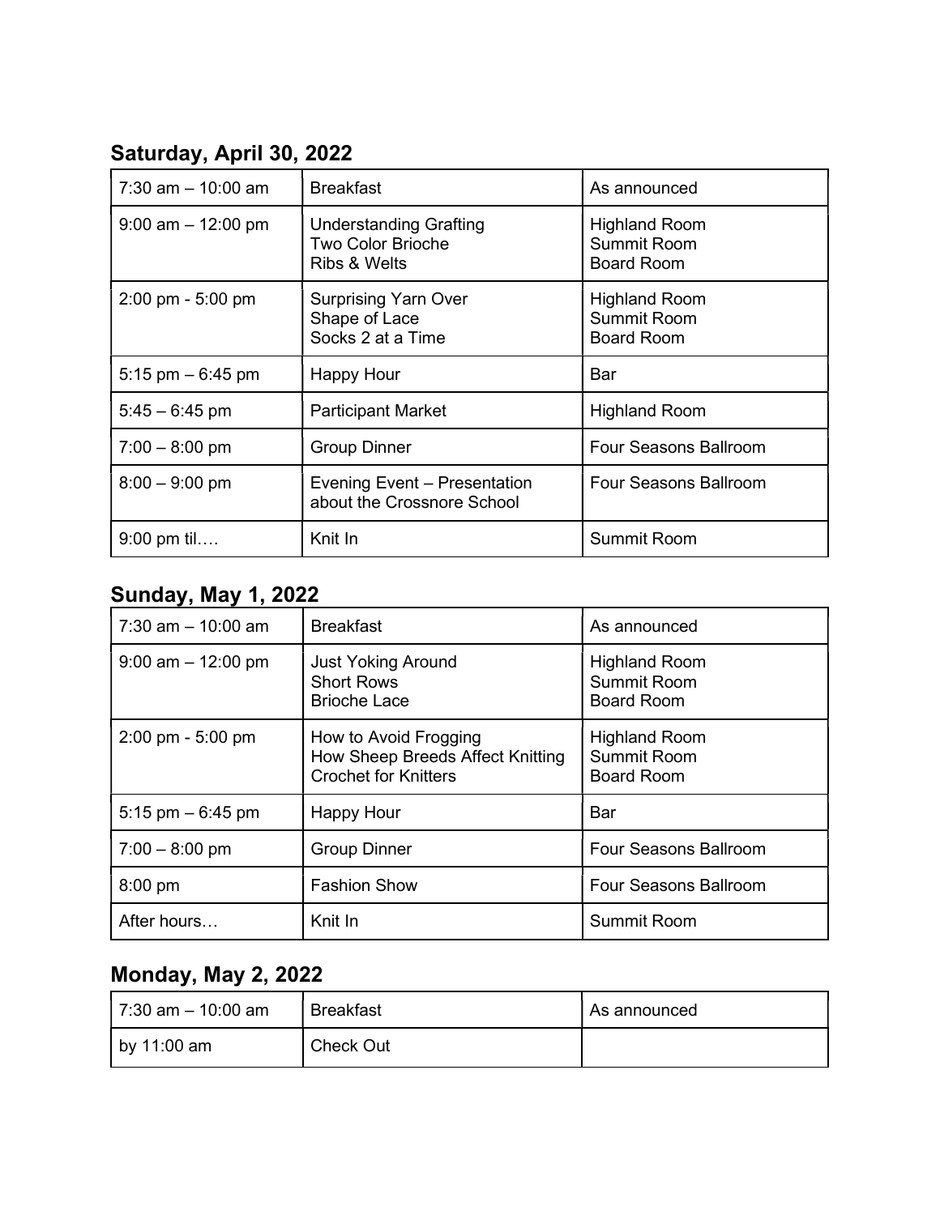## Saturday, April 30, 2022

| | | |
|---|---|---|
| 7:30 am – 10:00 am | Breakfast | As announced |
| 9:00 am – 12:00 pm | Understanding Grafting<br>Two Color Brioche<br>Ribs & Welts | Highland Room<br>Summit Room<br>Board Room |
| 2:00 pm - 5:00 pm | Surprising Yarn Over<br>Shape of Lace<br>Socks 2 at a Time | Highland Room<br>Summit Room<br>Board Room |
| 5:15 pm – 6:45 pm | Happy Hour | Bar |
| 5:45 – 6:45 pm | Participant Market | Highland Room |
| 7:00 – 8:00 pm | Group Dinner | Four Seasons Ballroom |
| 8:00 – 9:00 pm | Evening Event – Presentation about the Crossnore School | Four Seasons Ballroom |
| 9:00 pm til…. | Knit In | Summit Room |

## Sunday, May 1, 2022

| | | |
|---|---|---|
| 7:30 am – 10:00 am | Breakfast | As announced |
| 9:00 am – 12:00 pm | Just Yoking Around<br>Short Rows<br>Brioche Lace | Highland Room<br>Summit Room<br>Board Room |
| 2:00 pm - 5:00 pm | How to Avoid Frogging<br>How Sheep Breeds Affect Knitting<br>Crochet for Knitters | Highland Room<br>Summit Room<br>Board Room |
| 5:15 pm – 6:45 pm | Happy Hour | Bar |
| 7:00 – 8:00 pm | Group Dinner | Four Seasons Ballroom |
| 8:00 pm | Fashion Show | Four Seasons Ballroom |
| After hours… | Knit In | Summit Room |

## Monday, May 2, 2022

| | | |
|---|---|---|
| 7:30 am – 10:00 am | Breakfast | As announced |
| by 11:00 am | Check Out | |